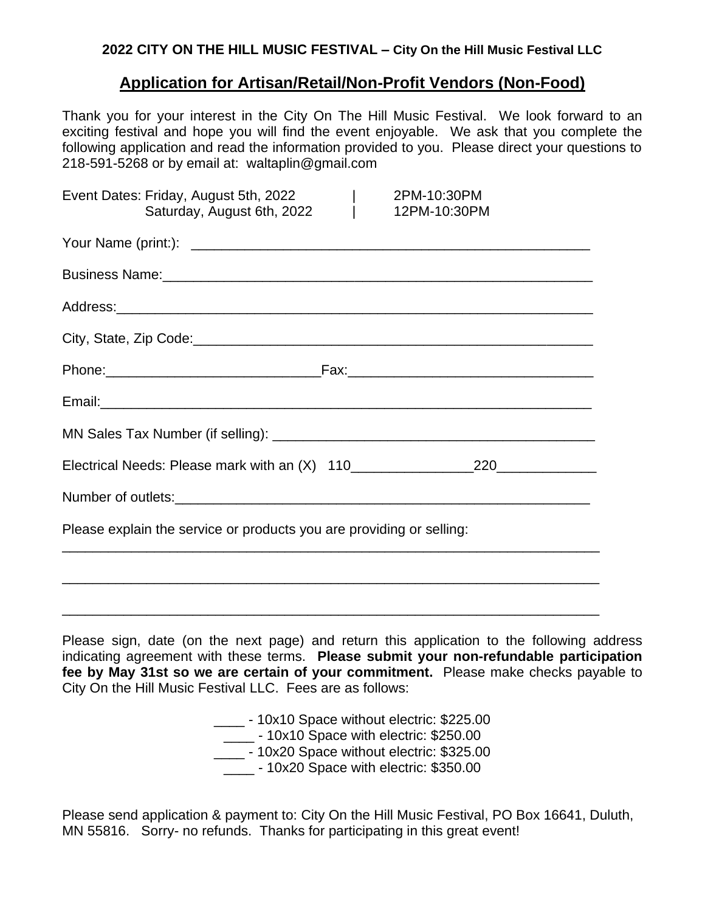**2022 CITY ON THE HILL MUSIC FESTIVAL – City On the Hill Music Festival LLC**

## Application for Artisan/Retail/Non-Profit Vendors (Non-Food)

Thank you for your interest in the City On The Hill Music Festival. We look forward to an exciting festival and hope you will find the event enjoyable. We ask that you complete the following application and read the information provided to you. Please direct your questions to 218-591-5268 or by email at: waltaplin@gmail.com

Event Dates: Friday, August 5th, 2022 | 2PM-10:30PM
Saturday, August 6th, 2022 | 12PM-10:30PM

Your Name (print:): ______________________________________________________

Business Name:_________________________________________________________

Address:______________________________________________________________

City, State, Zip Code:____________________________________________________

Phone:____________________________Fax:_________________________________

Email:_______________________________________________________________

MN Sales Tax Number (if selling): ___________________________________________

Electrical Needs: Please mark with an (X) 110_______________220_____________

Number of outlets:_______________________________________________________

Please explain the service or products you are providing or selling:

_________________________________________________________________________

_________________________________________________________________________

_________________________________________________________________________

Please sign, date (on the next page) and return this application to the following address indicating agreement with these terms. **Please submit your non-refundable participation fee by May 31st so we are certain of your commitment.** Please make checks payable to City On the Hill Music Festival LLC. Fees are as follows:

____ - 10x10 Space without electric: $225.00
____ - 10x10 Space with electric: $250.00
____ - 10x20 Space without electric: $325.00
____ - 10x20 Space with electric: $350.00

Please send application & payment to: City On the Hill Music Festival, PO Box 16641, Duluth, MN 55816. Sorry- no refunds. Thanks for participating in this great event!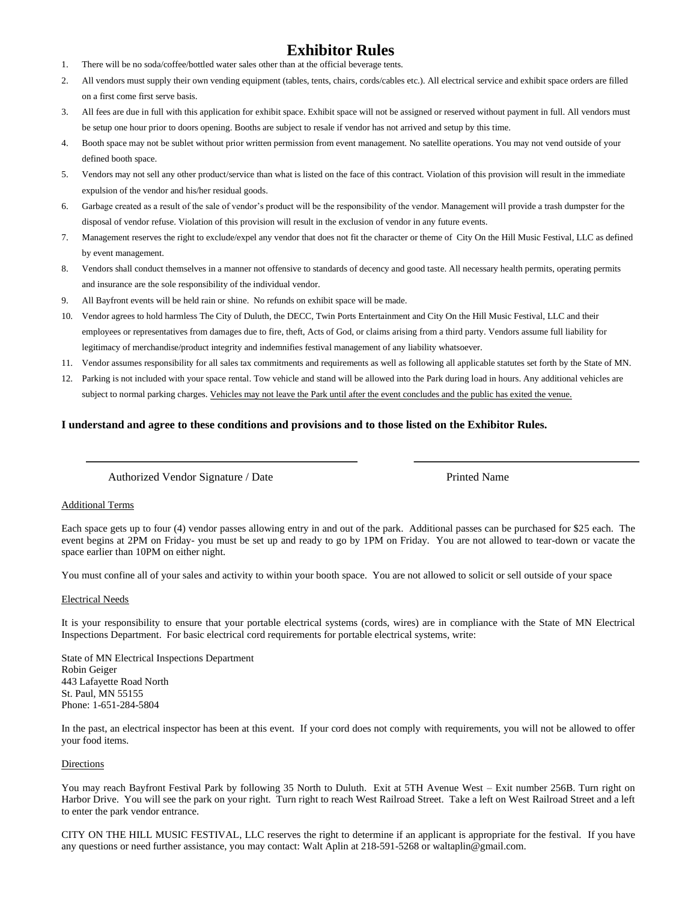# Exhibitor Rules

1. There will be no soda/coffee/bottled water sales other than at the official beverage tents.
2. All vendors must supply their own vending equipment (tables, tents, chairs, cords/cables etc.). All electrical service and exhibit space orders are filled on a first come first serve basis.
3. All fees are due in full with this application for exhibit space. Exhibit space will not be assigned or reserved without payment in full. All vendors must be setup one hour prior to doors opening. Booths are subject to resale if vendor has not arrived and setup by this time.
4. Booth space may not be sublet without prior written permission from event management. No satellite operations. You may not vend outside of your defined booth space.
5. Vendors may not sell any other product/service than what is listed on the face of this contract. Violation of this provision will result in the immediate expulsion of the vendor and his/her residual goods.
6. Garbage created as a result of the sale of vendor's product will be the responsibility of the vendor. Management will provide a trash dumpster for the disposal of vendor refuse. Violation of this provision will result in the exclusion of vendor in any future events.
7. Management reserves the right to exclude/expel any vendor that does not fit the character or theme of City On the Hill Music Festival, LLC as defined by event management.
8. Vendors shall conduct themselves in a manner not offensive to standards of decency and good taste. All necessary health permits, operating permits and insurance are the sole responsibility of the individual vendor.
9. All Bayfront events will be held rain or shine. No refunds on exhibit space will be made.
10. Vendor agrees to hold harmless The City of Duluth, the DECC, Twin Ports Entertainment and City On the Hill Music Festival, LLC and their employees or representatives from damages due to fire, theft, Acts of God, or claims arising from a third party. Vendors assume full liability for legitimacy of merchandise/product integrity and indemnifies festival management of any liability whatsoever.
11. Vendor assumes responsibility for all sales tax commitments and requirements as well as following all applicable statutes set forth by the State of MN.
12. Parking is not included with your space rental. Tow vehicle and stand will be allowed into the Park during load in hours. Any additional vehicles are subject to normal parking charges. Vehicles may not leave the Park until after the event concludes and the public has exited the venue.

**I understand and agree to these conditions and provisions and to those listed on the Exhibitor Rules.**

\_\_\_\_\_\_\_\_\_\_\_\_\_\_\_\_\_\_\_\_\_\_\_\_\_\_\_\_\_\_\_\_\_\_\_\_ \_\_\_\_\_\_\_\_\_\_\_\_\_\_\_\_\_\_\_\_\_\_\_\_\_\_\_\_\_\_

Authorized Vendor Signature / Date Printed Name

Additional Terms

Each space gets up to four (4) vendor passes allowing entry in and out of the park. Additional passes can be purchased for $25 each. The event begins at 2PM on Friday- you must be set up and ready to go by 1PM on Friday. You are not allowed to tear-down or vacate the space earlier than 10PM on either night.

You must confine all of your sales and activity to within your booth space. You are not allowed to solicit or sell outside of your space

Electrical Needs

It is your responsibility to ensure that your portable electrical systems (cords, wires) are in compliance with the State of MN Electrical Inspections Department. For basic electrical cord requirements for portable electrical systems, write:

State of MN Electrical Inspections Department
Robin Geiger
443 Lafayette Road North
St. Paul, MN 55155
Phone: 1-651-284-5804

In the past, an electrical inspector has been at this event. If your cord does not comply with requirements, you will not be allowed to offer your food items.

Directions

You may reach Bayfront Festival Park by following 35 North to Duluth. Exit at 5TH Avenue West – Exit number 256B. Turn right on Harbor Drive. You will see the park on your right. Turn right to reach West Railroad Street. Take a left on West Railroad Street and a left to enter the park vendor entrance.

CITY ON THE HILL MUSIC FESTIVAL, LLC reserves the right to determine if an applicant is appropriate for the festival. If you have any questions or need further assistance, you may contact: Walt Aplin at 218-591-5268 or waltaplin@gmail.com.